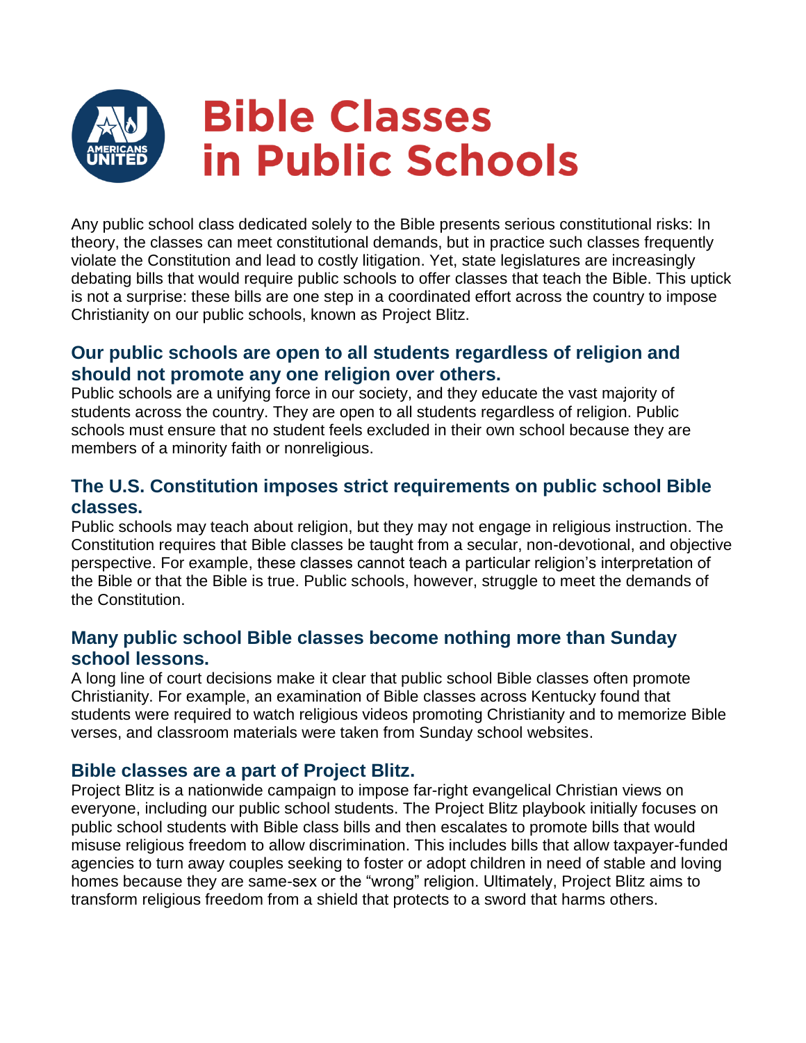# Bible Classes in Public Schools

Any public school class dedicated solely to the Bible presents serious constitutional risks: In theory, the classes can meet constitutional demands, but in practice such classes frequently violate the Constitution and lead to costly litigation. Yet, state legislatures are increasingly debating bills that would require public schools to offer classes that teach the Bible. This uptick is not a surprise: these bills are one step in a coordinated effort across the country to impose Christianity on our public schools, known as Project Blitz.

## Our public schools are open to all students regardless of religion and should not promote any one religion over others.

Public schools are a unifying force in our society, and they educate the vast majority of students across the country. They are open to all students regardless of religion. Public schools must ensure that no student feels excluded in their own school because they are members of a minority faith or nonreligious.

## The U.S. Constitution imposes strict requirements on public school Bible classes.

Public schools may teach about religion, but they may not engage in religious instruction. The Constitution requires that Bible classes be taught from a secular, non-devotional, and objective perspective. For example, these classes cannot teach a particular religion's interpretation of the Bible or that the Bible is true. Public schools, however, struggle to meet the demands of the Constitution.

## Many public school Bible classes become nothing more than Sunday school lessons.

A long line of court decisions make it clear that public school Bible classes often promote Christianity. For example, an examination of Bible classes across Kentucky found that students were required to watch religious videos promoting Christianity and to memorize Bible verses, and classroom materials were taken from Sunday school websites.

## Bible classes are a part of Project Blitz.

Project Blitz is a nationwide campaign to impose far-right evangelical Christian views on everyone, including our public school students. The Project Blitz playbook initially focuses on public school students with Bible class bills and then escalates to promote bills that would misuse religious freedom to allow discrimination. This includes bills that allow taxpayer-funded agencies to turn away couples seeking to foster or adopt children in need of stable and loving homes because they are same-sex or the "wrong" religion. Ultimately, Project Blitz aims to transform religious freedom from a shield that protects to a sword that harms others.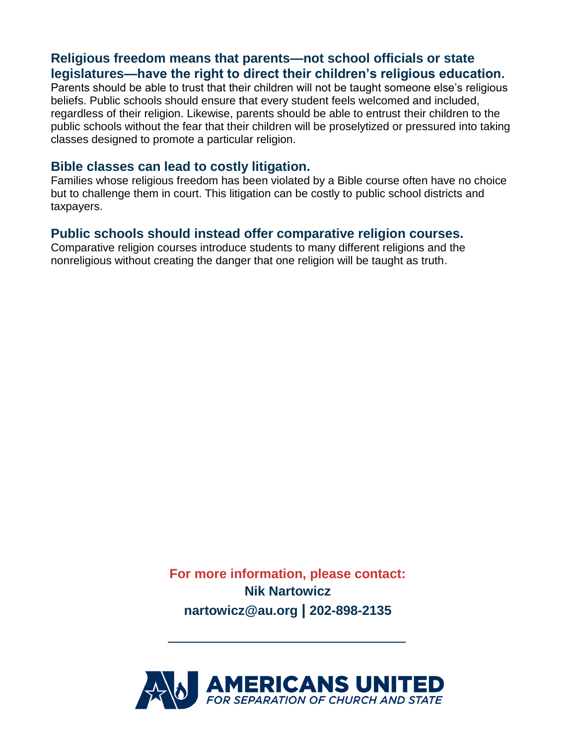### Religious freedom means that parents—not school officials or state legislatures—have the right to direct their children's religious education.

Parents should be able to trust that their children will not be taught someone else's religious beliefs. Public schools should ensure that every student feels welcomed and included, regardless of their religion. Likewise, parents should be able to entrust their children to the public schools without the fear that their children will be proselytized or pressured into taking classes designed to promote a particular religion.

### Bible classes can lead to costly litigation.

Families whose religious freedom has been violated by a Bible course often have no choice but to challenge them in court. This litigation can be costly to public school districts and taxpayers.

### Public schools should instead offer comparative religion courses.

Comparative religion courses introduce students to many different religions and the nonreligious without creating the danger that one religion will be taught as truth.

**For more information, please contact:**

**Nik Nartowicz**

**nartowicz@au.org | 202-898-2135**

**AMERICANS UNITED**

*FOR SEPARATION OF CHURCH AND STATE*